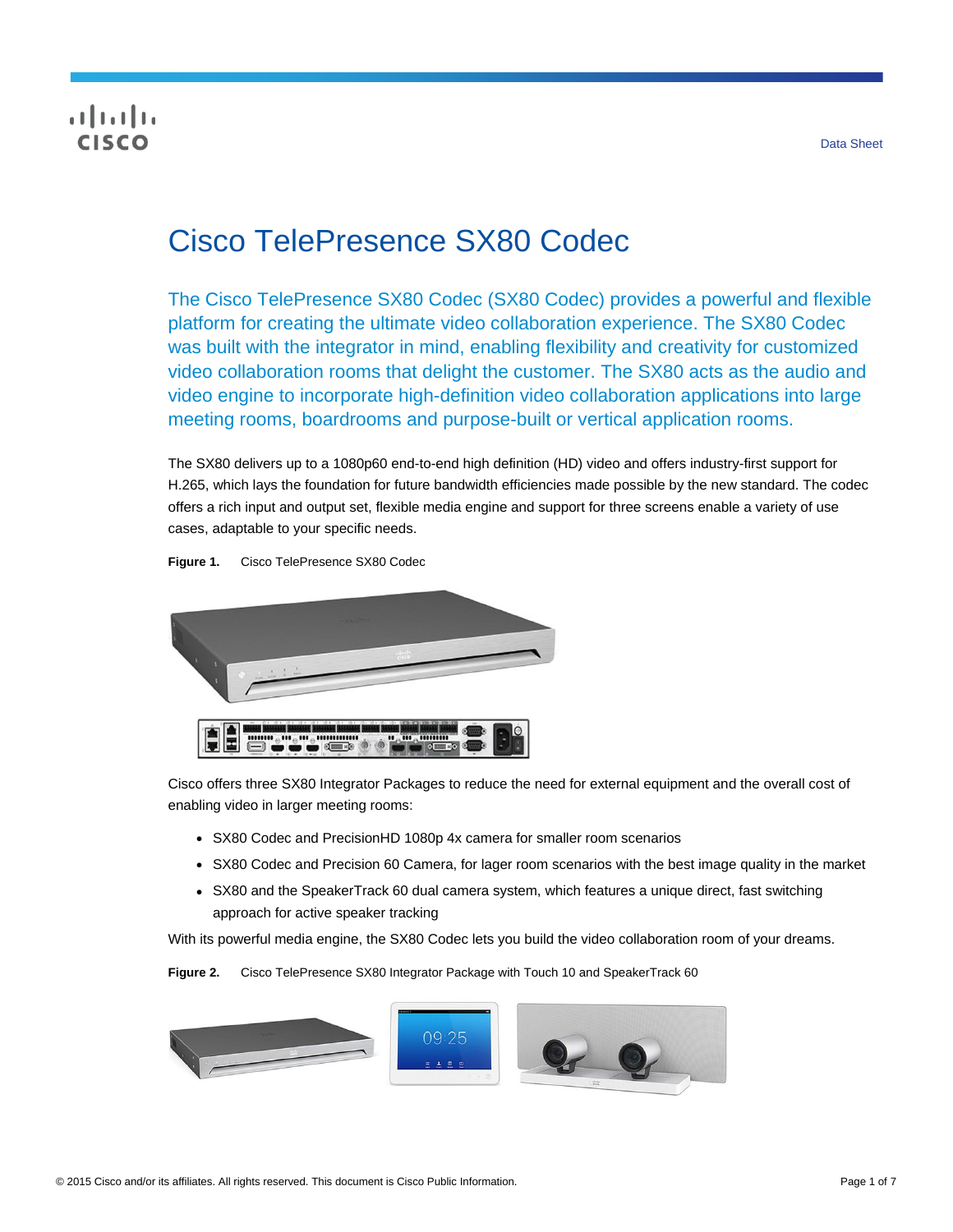Data Sheet

# Cisco TelePresence SX80 Codec

The Cisco TelePresence SX80 Codec (SX80 Codec) provides a powerful and flexible platform for creating the ultimate video collaboration experience. The SX80 Codec was built with the integrator in mind, enabling flexibility and creativity for customized video collaboration rooms that delight the customer. The SX80 acts as the audio and video engine to incorporate high-definition video collaboration applications into large meeting rooms, boardrooms and purpose-built or vertical application rooms.

The SX80 delivers up to a 1080p60 end-to-end high definition (HD) video and offers industry-first support for H.265, which lays the foundation for future bandwidth efficiencies made possible by the new standard. The codec offers a rich input and output set, flexible media engine and support for three screens enable a variety of use cases, adaptable to your specific needs.

**Figure 1.** Cisco TelePresence SX80 Codec

Cisco offers three SX80 Integrator Packages to reduce the need for external equipment and the overall cost of enabling video in larger meeting rooms:

- SX80 Codec and PrecisionHD 1080p 4x camera for smaller room scenarios
- SX80 Codec and Precision 60 Camera, for lager room scenarios with the best image quality in the market
- SX80 and the SpeakerTrack 60 dual camera system, which features a unique direct, fast switching approach for active speaker tracking

With its powerful media engine, the SX80 Codec lets you build the video collaboration room of your dreams.

**Figure 2.** Cisco TelePresence SX80 Integrator Package with Touch 10 and SpeakerTrack 60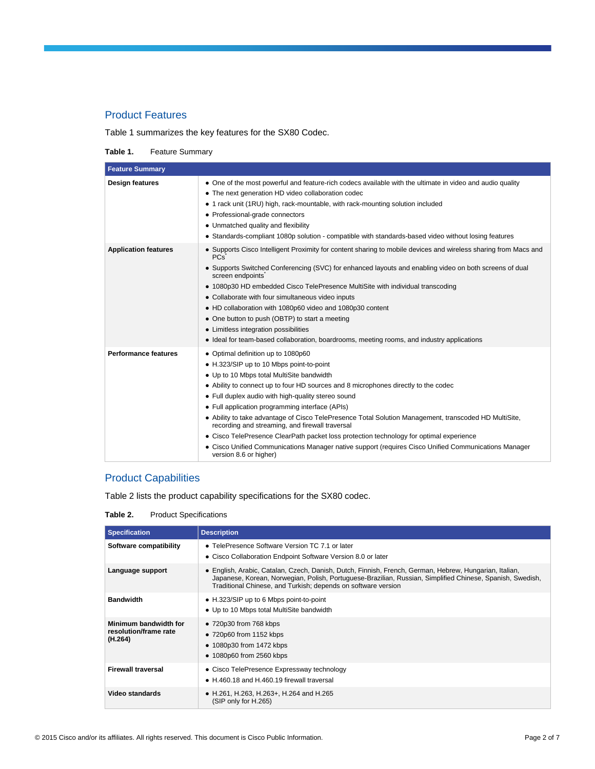## Product Features

Table 1 summarizes the key features for the SX80 Codec.

**Table 1.** Feature Summary

| Feature Summary | |
|---|---|
| **Design features** | • One of the most powerful and feature-rich codecs available with the ultimate in video and audio quality<br>• The next generation HD video collaboration codec<br>• 1 rack unit (1RU) high, rack-mountable, with rack-mounting solution included<br>• Professional-grade connectors<br>• Unmatched quality and flexibility<br>• Standards-compliant 1080p solution - compatible with standards-based video without losing features |
| **Application features** | • Supports Cisco Intelligent Proximity for content sharing to mobile devices and wireless sharing from Macs and PCs*<br>• Supports Switched Conferencing (SVC) for enhanced layouts and enabling video on both screens of dual screen endpoints*<br>• 1080p30 HD embedded Cisco TelePresence MultiSite with individual transcoding<br>• Collaborate with four simultaneous video inputs<br>• HD collaboration with 1080p60 video and 1080p30 content<br>• One button to push (OBTP) to start a meeting<br>• Limitless integration possibilities<br>• Ideal for team-based collaboration, boardrooms, meeting rooms, and industry applications |
| **Performance features** | • Optimal definition up to 1080p60<br>• H.323/SIP up to 10 Mbps point-to-point<br>• Up to 10 Mbps total MultiSite bandwidth<br>• Ability to connect up to four HD sources and 8 microphones directly to the codec<br>• Full duplex audio with high-quality stereo sound<br>• Full application programming interface (APIs)<br>• Ability to take advantage of Cisco TelePresence Total Solution Management, transcoded HD MultiSite, recording and streaming, and firewall traversal<br>• Cisco TelePresence ClearPath packet loss protection technology for optimal experience<br>• Cisco Unified Communications Manager native support (requires Cisco Unified Communications Manager version 8.6 or higher) |

## Product Capabilities

Table 2 lists the product capability specifications for the SX80 codec.

**Table 2.** Product Specifications

| Specification | Description |
|---|---|
| **Software compatibility** | • TelePresence Software Version TC 7.1 or later<br>• Cisco Collaboration Endpoint Software Version 8.0 or later |
| **Language support** | • English, Arabic, Catalan, Czech, Danish, Dutch, Finnish, French, German, Hebrew, Hungarian, Italian, Japanese, Korean, Norwegian, Polish, Portuguese-Brazilian, Russian, Simplified Chinese, Spanish, Swedish, Traditional Chinese, and Turkish; depends on software version |
| **Bandwidth** | • H.323/SIP up to 6 Mbps point-to-point<br>• Up to 10 Mbps total MultiSite bandwidth |
| **Minimum bandwidth for resolution/frame rate (H.264)** | • 720p30 from 768 kbps<br>• 720p60 from 1152 kbps<br>• 1080p30 from 1472 kbps<br>• 1080p60 from 2560 kbps |
| **Firewall traversal** | • Cisco TelePresence Expressway technology<br>• H.460.18 and H.460.19 firewall traversal |
| **Video standards** | • H.261, H.263, H.263+, H.264 and H.265 (SIP only for H.265) |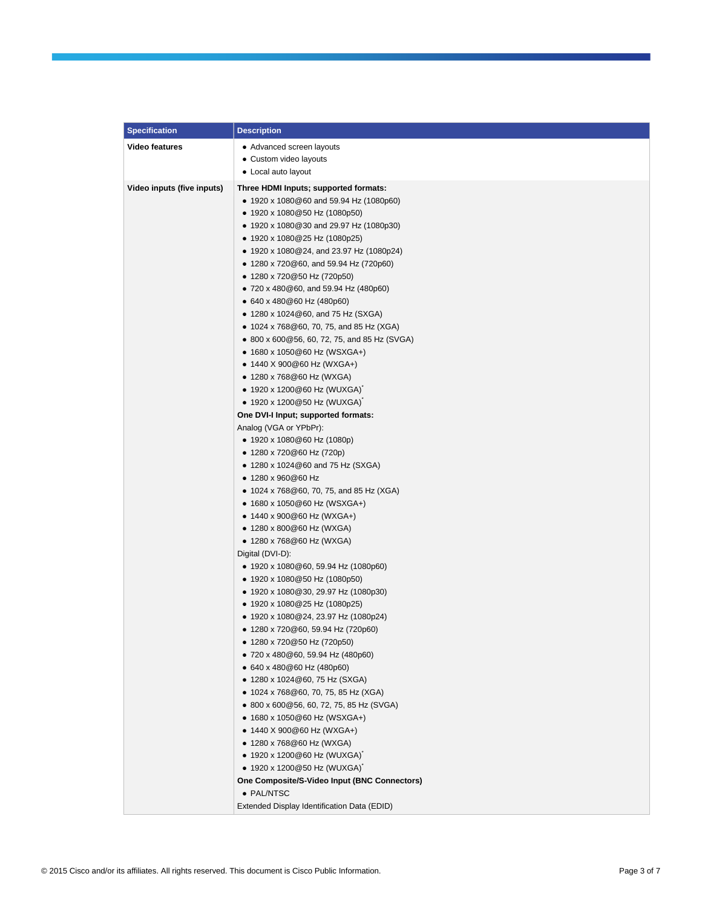| Specification | Description |
| --- | --- |
| **Video features** | • Advanced screen layouts<br>• Custom video layouts<br>• Local auto layout |
| **Video inputs (five inputs)** | **Three HDMI Inputs; supported formats:**<br>• 1920 x 1080@60 and 59.94 Hz (1080p60)<br>• 1920 x 1080@50 Hz (1080p50)<br>• 1920 x 1080@30 and 29.97 Hz (1080p30)<br>• 1920 x 1080@25 Hz (1080p25)<br>• 1920 x 1080@24, and 23.97 Hz (1080p24)<br>• 1280 x 720@60, and 59.94 Hz (720p60)<br>• 1280 x 720@50 Hz (720p50)<br>• 720 x 480@60, and 59.94 Hz (480p60)<br>• 640 x 480@60 Hz (480p60)<br>• 1280 x 1024@60, and 75 Hz (SXGA)<br>• 1024 x 768@60, 70, 75, and 85 Hz (XGA)<br>• 800 x 600@56, 60, 72, 75, and 85 Hz (SVGA)<br>• 1680 x 1050@60 Hz (WSXGA+)<br>• 1440 X 900@60 Hz (WXGA+)<br>• 1280 x 768@60 Hz (WXGA)<br>• 1920 x 1200@60 Hz (WUXGA)*<br>• 1920 x 1200@50 Hz (WUXGA)*<br>**One DVI-I Input; supported formats:**<br>Analog (VGA or YPbPr):<br>• 1920 x 1080@60 Hz (1080p)<br>• 1280 x 720@60 Hz (720p)<br>• 1280 x 1024@60 and 75 Hz (SXGA)<br>• 1280 x 960@60 Hz<br>• 1024 x 768@60, 70, 75, and 85 Hz (XGA)<br>• 1680 x 1050@60 Hz (WSXGA+)<br>• 1440 x 900@60 Hz (WXGA+)<br>• 1280 x 800@60 Hz (WXGA)<br>• 1280 x 768@60 Hz (WXGA)<br>Digital (DVI-D):<br>• 1920 x 1080@60, 59.94 Hz (1080p60)<br>• 1920 x 1080@50 Hz (1080p50)<br>• 1920 x 1080@30, 29.97 Hz (1080p30)<br>• 1920 x 1080@25 Hz (1080p25)<br>• 1920 x 1080@24, 23.97 Hz (1080p24)<br>• 1280 x 720@60, 59.94 Hz (720p60)<br>• 1280 x 720@50 Hz (720p50)<br>• 720 x 480@60, 59.94 Hz (480p60)<br>• 640 x 480@60 Hz (480p60)<br>• 1280 x 1024@60, 75 Hz (SXGA)<br>• 1024 x 768@60, 70, 75, 85 Hz (XGA)<br>• 800 x 600@56, 60, 72, 75, 85 Hz (SVGA)<br>• 1680 x 1050@60 Hz (WSXGA+)<br>• 1440 X 900@60 Hz (WXGA+)<br>• 1280 x 768@60 Hz (WXGA)<br>• 1920 x 1200@60 Hz (WUXGA)*<br>• 1920 x 1200@50 Hz (WUXGA)*<br>**One Composite/S-Video Input (BNC Connectors)**<br>• PAL/NTSC<br>Extended Display Identification Data (EDID) |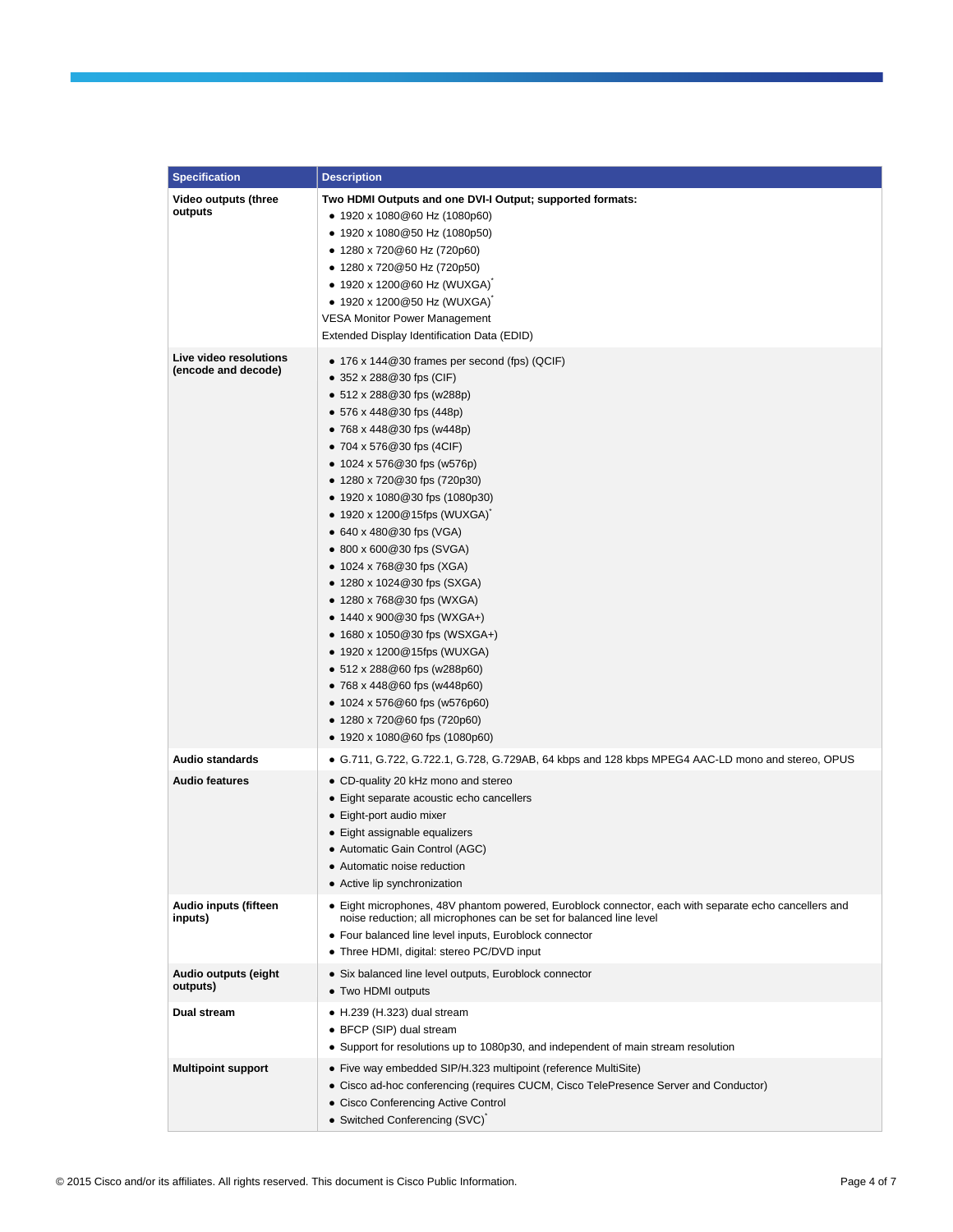| Specification | Description |
| --- | --- |
| Video outputs (three outputs | **Two HDMI Outputs and one DVI-I Output; supported formats:**<br>• 1920 x 1080@60 Hz (1080p60)<br>• 1920 x 1080@50 Hz (1080p50)<br>• 1280 x 720@60 Hz (720p60)<br>• 1280 x 720@50 Hz (720p50)<br>• 1920 x 1200@60 Hz (WUXGA)*<br>• 1920 x 1200@50 Hz (WUXGA)*<br>VESA Monitor Power Management<br>Extended Display Identification Data (EDID) |
| Live video resolutions (encode and decode) | • 176 x 144@30 frames per second (fps) (QCIF)<br>• 352 x 288@30 fps (CIF)<br>• 512 x 288@30 fps (w288p)<br>• 576 x 448@30 fps (448p)<br>• 768 x 448@30 fps (w448p)<br>• 704 x 576@30 fps (4CIF)<br>• 1024 x 576@30 fps (w576p)<br>• 1280 x 720@30 fps (720p30)<br>• 1920 x 1080@30 fps (1080p30)<br>• 1920 x 1200@15fps (WUXGA)*<br>• 640 x 480@30 fps (VGA)<br>• 800 x 600@30 fps (SVGA)<br>• 1024 x 768@30 fps (XGA)<br>• 1280 x 1024@30 fps (SXGA)<br>• 1280 x 768@30 fps (WXGA)<br>• 1440 x 900@30 fps (WXGA+)<br>• 1680 x 1050@30 fps (WSXGA+)<br>• 1920 x 1200@15fps (WUXGA)<br>• 512 x 288@60 fps (w288p60)<br>• 768 x 448@60 fps (w448p60)<br>• 1024 x 576@60 fps (w576p60)<br>• 1280 x 720@60 fps (720p60)<br>• 1920 x 1080@60 fps (1080p60) |
| Audio standards | • G.711, G.722, G.722.1, G.728, G.729AB, 64 kbps and 128 kbps MPEG4 AAC-LD mono and stereo, OPUS |
| Audio features | • CD-quality 20 kHz mono and stereo<br>• Eight separate acoustic echo cancellers<br>• Eight-port audio mixer<br>• Eight assignable equalizers<br>• Automatic Gain Control (AGC)<br>• Automatic noise reduction<br>• Active lip synchronization |
| Audio inputs (fifteen inputs) | • Eight microphones, 48V phantom powered, Euroblock connector, each with separate echo cancellers and noise reduction; all microphones can be set for balanced line level<br>• Four balanced line level inputs, Euroblock connector<br>• Three HDMI, digital: stereo PC/DVD input |
| Audio outputs (eight outputs) | • Six balanced line level outputs, Euroblock connector<br>• Two HDMI outputs |
| Dual stream | • H.239 (H.323) dual stream<br>• BFCP (SIP) dual stream<br>• Support for resolutions up to 1080p30, and independent of main stream resolution |
| Multipoint support | • Five way embedded SIP/H.323 multipoint (reference MultiSite)<br>• Cisco ad-hoc conferencing (requires CUCM, Cisco TelePresence Server and Conductor)<br>• Cisco Conferencing Active Control<br>• Switched Conferencing (SVC)* |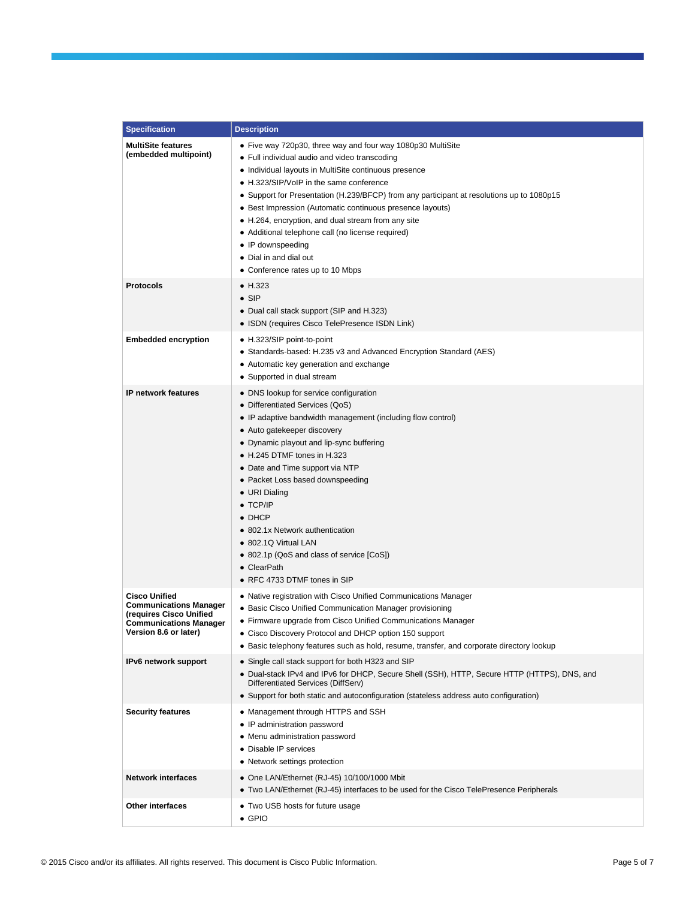| Specification | Description |
| --- | --- |
| **MultiSite features (embedded multipoint)** | • Five way 720p30, three way and four way 1080p30 MultiSite<br>• Full individual audio and video transcoding<br>• Individual layouts in MultiSite continuous presence<br>• H.323/SIP/VoIP in the same conference<br>• Support for Presentation (H.239/BFCP) from any participant at resolutions up to 1080p15<br>• Best Impression (Automatic continuous presence layouts)<br>• H.264, encryption, and dual stream from any site<br>• Additional telephone call (no license required)<br>• IP downspeeding<br>• Dial in and dial out<br>• Conference rates up to 10 Mbps |
| **Protocols** | • H.323<br>• SIP<br>• Dual call stack support (SIP and H.323)<br>• ISDN (requires Cisco TelePresence ISDN Link) |
| **Embedded encryption** | • H.323/SIP point-to-point<br>• Standards-based: H.235 v3 and Advanced Encryption Standard (AES)<br>• Automatic key generation and exchange<br>• Supported in dual stream |
| **IP network features** | • DNS lookup for service configuration<br>• Differentiated Services (QoS)<br>• IP adaptive bandwidth management (including flow control)<br>• Auto gatekeeper discovery<br>• Dynamic playout and lip-sync buffering<br>• H.245 DTMF tones in H.323<br>• Date and Time support via NTP<br>• Packet Loss based downspeeding<br>• URI Dialing<br>• TCP/IP<br>• DHCP<br>• 802.1x Network authentication<br>• 802.1Q Virtual LAN<br>• 802.1p (QoS and class of service [CoS])<br>• ClearPath<br>• RFC 4733 DTMF tones in SIP |
| **Cisco Unified Communications Manager (requires Cisco Unified Communications Manager Version 8.6 or later)** | • Native registration with Cisco Unified Communications Manager<br>• Basic Cisco Unified Communication Manager provisioning<br>• Firmware upgrade from Cisco Unified Communications Manager<br>• Cisco Discovery Protocol and DHCP option 150 support<br>• Basic telephony features such as hold, resume, transfer, and corporate directory lookup |
| **IPv6 network support** | • Single call stack support for both H323 and SIP<br>• Dual-stack IPv4 and IPv6 for DHCP, Secure Shell (SSH), HTTP, Secure HTTP (HTTPS), DNS, and Differentiated Services (DiffServ)<br>• Support for both static and autoconfiguration (stateless address auto configuration) |
| **Security features** | • Management through HTTPS and SSH<br>• IP administration password<br>• Menu administration password<br>• Disable IP services<br>• Network settings protection |
| **Network interfaces** | • One LAN/Ethernet (RJ-45) 10/100/1000 Mbit<br>• Two LAN/Ethernet (RJ-45) interfaces to be used for the Cisco TelePresence Peripherals |
| **Other interfaces** | • Two USB hosts for future usage<br>• GPIO |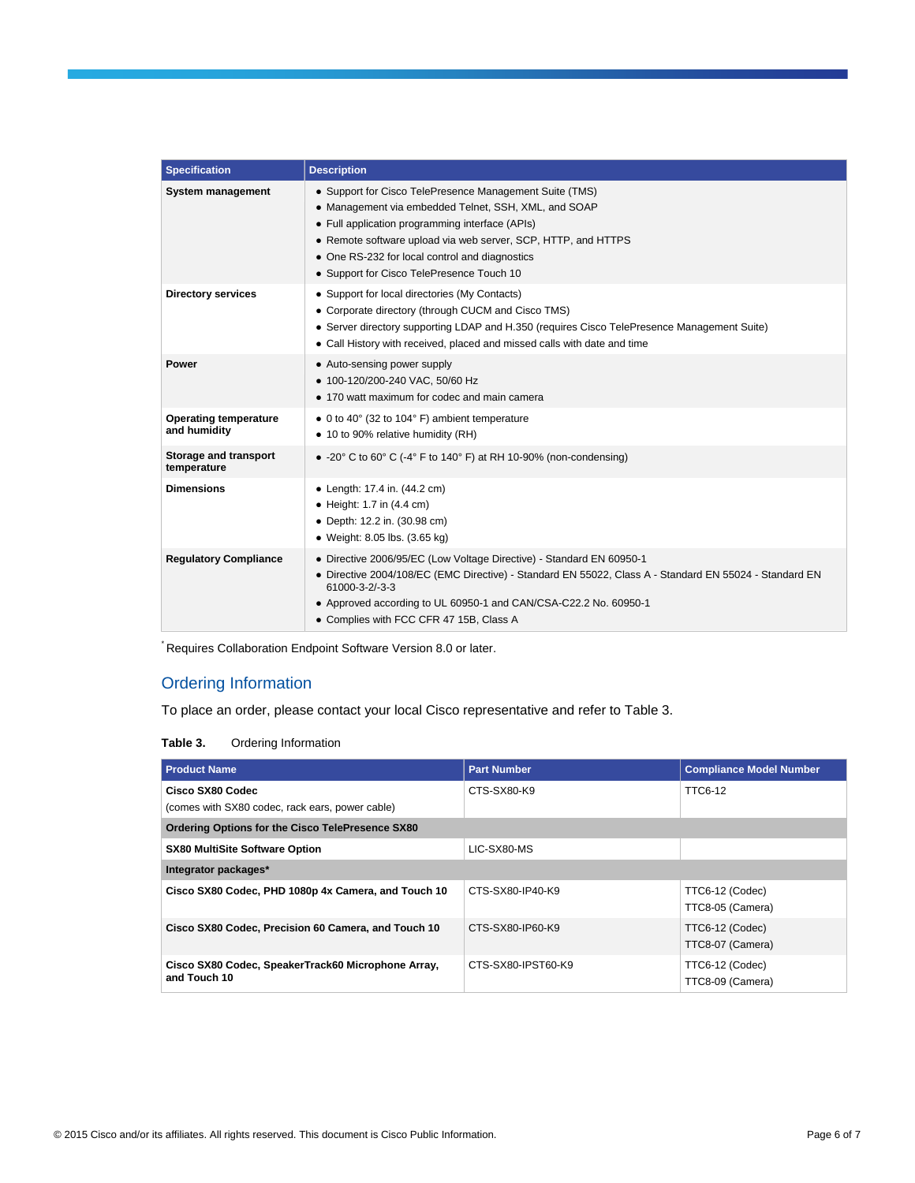| Specification | Description |
| --- | --- |
| **System management** | • Support for Cisco TelePresence Management Suite (TMS)<br>• Management via embedded Telnet, SSH, XML, and SOAP<br>• Full application programming interface (APIs)<br>• Remote software upload via web server, SCP, HTTP, and HTTPS<br>• One RS-232 for local control and diagnostics<br>• Support for Cisco TelePresence Touch 10 |
| **Directory services** | • Support for local directories (My Contacts)<br>• Corporate directory (through CUCM and Cisco TMS)<br>• Server directory supporting LDAP and H.350 (requires Cisco TelePresence Management Suite)<br>• Call History with received, placed and missed calls with date and time |
| **Power** | • Auto-sensing power supply<br>• 100-120/200-240 VAC, 50/60 Hz<br>• 170 watt maximum for codec and main camera |
| **Operating temperature and humidity** | • 0 to 40° (32 to 104° F) ambient temperature<br>• 10 to 90% relative humidity (RH) |
| **Storage and transport temperature** | • -20° C to 60° C (-4° F to 140° F) at RH 10-90% (non-condensing) |
| **Dimensions** | • Length: 17.4 in. (44.2 cm)<br>• Height: 1.7 in (4.4 cm)<br>• Depth: 12.2 in. (30.98 cm)<br>• Weight: 8.05 lbs. (3.65 kg) |
| **Regulatory Compliance** | • Directive 2006/95/EC (Low Voltage Directive) - Standard EN 60950-1<br>• Directive 2004/108/EC (EMC Directive) - Standard EN 55022, Class A - Standard EN 55024 - Standard EN 61000-3-2/-3-3<br>• Approved according to UL 60950-1 and CAN/CSA-C22.2 No. 60950-1<br>• Complies with FCC CFR 47 15B, Class A |

[*] Requires Collaboration Endpoint Software Version 8.0 or later.

## Ordering Information

To place an order, please contact your local Cisco representative and refer to Table 3.

**Table 3.** Ordering Information

| Product Name | Part Number | Compliance Model Number |
| --- | --- | --- |
| **Cisco SX80 Codec**<br>(comes with SX80 codec, rack ears, power cable) | CTS-SX80-K9 | TTC6-12 |
| **Ordering Options for the Cisco TelePresence SX80** | | |
| **SX80 MultiSite Software Option** | LIC-SX80-MS | |
| **Integrator packages*** | | |
| **Cisco SX80 Codec, PHD 1080p 4x Camera, and Touch 10** | CTS-SX80-IP40-K9 | TTC6-12 (Codec)<br>TTC8-05 (Camera) |
| **Cisco SX80 Codec, Precision 60 Camera, and Touch 10** | CTS-SX80-IP60-K9 | TTC6-12 (Codec)<br>TTC8-07 (Camera) |
| **Cisco SX80 Codec, SpeakerTrack60 Microphone Array, and Touch 10** | CTS-SX80-IPST60-K9 | TTC6-12 (Codec)<br>TTC8-09 (Camera) |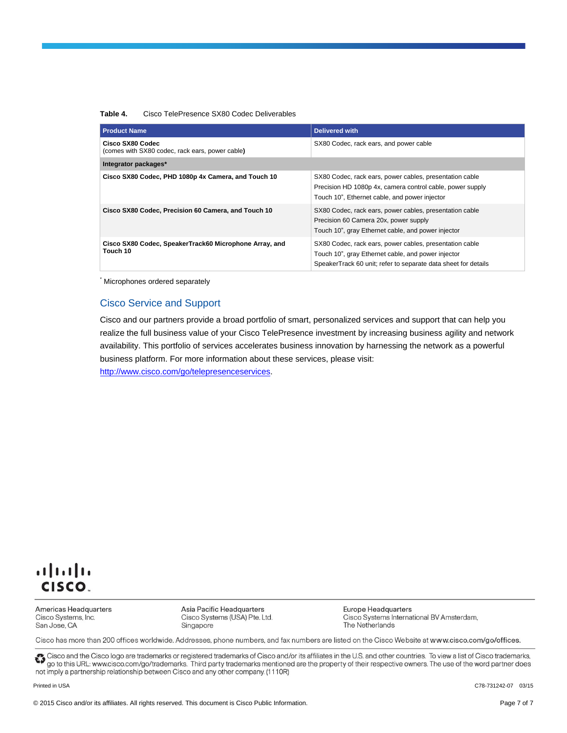**Table 4.** Cisco TelePresence SX80 Codec Deliverables

| Product Name | Delivered with |
|---|---|
| **Cisco SX80 Codec** (comes with SX80 codec, rack ears, power cable**)** | SX80 Codec, rack ears, and power cable |
| **Integrator packages*** | |
| **Cisco SX80 Codec, PHD 1080p 4x Camera, and Touch 10** | SX80 Codec, rack ears, power cables, presentation cable<br>Precision HD 1080p 4x, camera control cable, power supply<br>Touch 10", Ethernet cable, and power injector |
| **Cisco SX80 Codec, Precision 60 Camera, and Touch 10** | SX80 Codec, rack ears, power cables, presentation cable<br>Precision 60 Camera 20x, power supply<br>Touch 10", gray Ethernet cable, and power injector |
| **Cisco SX80 Codec, SpeakerTrack60 Microphone Array, and Touch 10** | SX80 Codec, rack ears, power cables, presentation cable<br>Touch 10", gray Ethernet cable, and power injector<br>SpeakerTrack 60 unit; refer to separate data sheet for details |

* Microphones ordered separately

## Cisco Service and Support

Cisco and our partners provide a broad portfolio of smart, personalized services and support that can help you realize the full business value of your Cisco TelePresence investment by increasing business agility and network availability. This portfolio of services accelerates business innovation by harnessing the network as a powerful business platform. For more information about these services, please visit: http://www.cisco.com/go/telepresenceservices.

Americas Headquarters
Cisco Systems, Inc.
San Jose, CA

Asia Pacific Headquarters
Cisco Systems (USA) Pte. Ltd.
Singapore

Europe Headquarters
Cisco Systems International BV Amsterdam,
The Netherlands

Cisco has more than 200 offices worldwide. Addresses, phone numbers, and fax numbers are listed on the Cisco Website at www.cisco.com/go/offices.

Cisco and the Cisco logo are trademarks or registered trademarks of Cisco and/or its affiliates in the U.S. and other countries. To view a list of Cisco trademarks, go to this URL: www.cisco.com/go/trademarks. Third party trademarks mentioned are the property of their respective owners. The use of the word partner does not imply a partnership relationship between Cisco and any other company. (1110R)

Printed in USA C78-731242-07 03/15

© 2015 Cisco and/or its affiliates. All rights reserved. This document is Cisco Public Information.